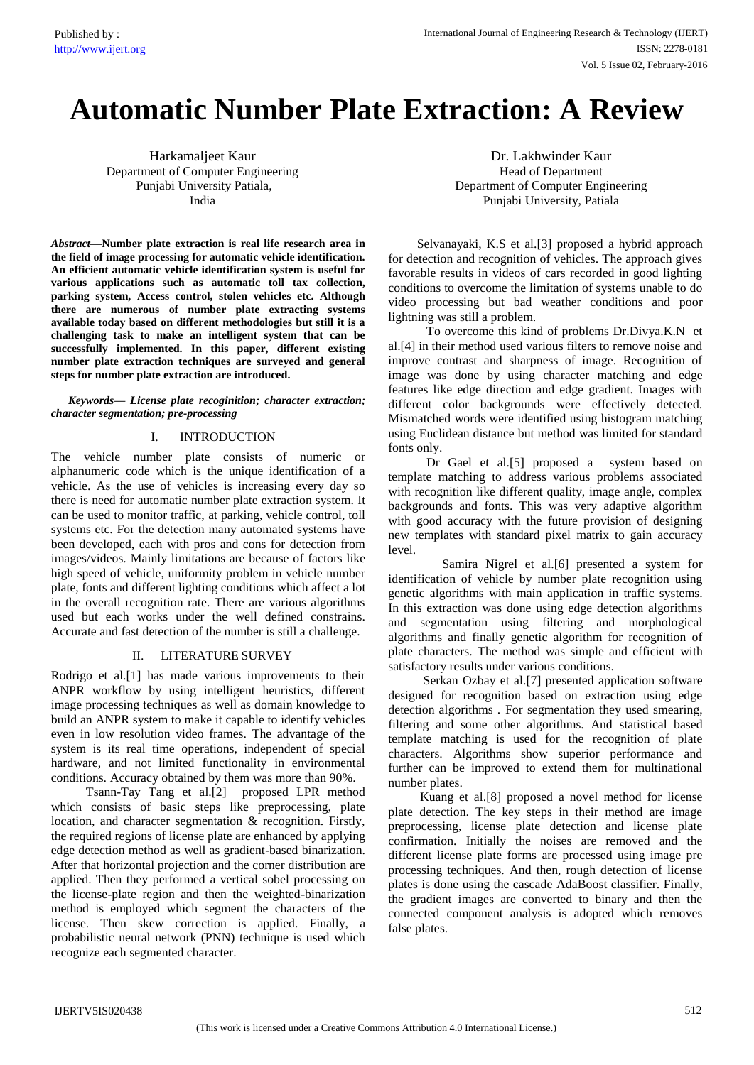# Automatic Number Plate Extraction: A Review

Harkamaljeet Kaur
Department of Computer Engineering
Punjabi University Patiala,
India

Dr. Lakhwinder Kaur
Head of Department
Department of Computer Engineering
Punjabi University, Patiala

***Abstract*—Number plate extraction is real life research area in the field of image processing for automatic vehicle identification. An efficient automatic vehicle identification system is useful for various applications such as automatic toll tax collection, parking system, Access control, stolen vehicles etc. Although there are numerous of number plate extracting systems available today based on different methodologies but still it is a challenging task to make an intelligent system that can be successfully implemented. In this paper, different existing number plate extraction techniques are surveyed and general steps for number plate extraction are introduced.**

***Keywords— License plate recoginition; character extraction; character segmentation; pre-processing***

## I. INTRODUCTION

The vehicle number plate consists of numeric or alphanumeric code which is the unique identification of a vehicle. As the use of vehicles is increasing every day so there is need for automatic number plate extraction system. It can be used to monitor traffic, at parking, vehicle control, toll systems etc. For the detection many automated systems have been developed, each with pros and cons for detection from images/videos. Mainly limitations are because of factors like high speed of vehicle, uniformity problem in vehicle number plate, fonts and different lighting conditions which affect a lot in the overall recognition rate. There are various algorithms used but each works under the well defined constrains. Accurate and fast detection of the number is still a challenge.

## II. LITERATURE SURVEY

Rodrigo et al.[1] has made various improvements to their ANPR workflow by using intelligent heuristics, different image processing techniques as well as domain knowledge to build an ANPR system to make it capable to identify vehicles even in low resolution video frames. The advantage of the system is its real time operations, independent of special hardware, and not limited functionality in environmental conditions. Accuracy obtained by them was more than 90%.

Tsann-Tay Tang et al.[2] proposed LPR method which consists of basic steps like preprocessing, plate location, and character segmentation & recognition. Firstly, the required regions of license plate are enhanced by applying edge detection method as well as gradient-based binarization. After that horizontal projection and the corner distribution are applied. Then they performed a vertical sobel processing on the license-plate region and then the weighted-binarization method is employed which segment the characters of the license. Then skew correction is applied. Finally, a probabilistic neural network (PNN) technique is used which recognize each segmented character.

Selvanayaki, K.S et al.[3] proposed a hybrid approach for detection and recognition of vehicles. The approach gives favorable results in videos of cars recorded in good lighting conditions to overcome the limitation of systems unable to do video processing but bad weather conditions and poor lightning was still a problem.

To overcome this kind of problems Dr.Divya.K.N et al.[4] in their method used various filters to remove noise and improve contrast and sharpness of image. Recognition of image was done by using character matching and edge features like edge direction and edge gradient. Images with different color backgrounds were effectively detected. Mismatched words were identified using histogram matching using Euclidean distance but method was limited for standard fonts only.

Dr Gael et al.[5] proposed a system based on template matching to address various problems associated with recognition like different quality, image angle, complex backgrounds and fonts. This was very adaptive algorithm with good accuracy with the future provision of designing new templates with standard pixel matrix to gain accuracy level.

Samira Nigrel et al.[6] presented a system for identification of vehicle by number plate recognition using genetic algorithms with main application in traffic systems. In this extraction was done using edge detection algorithms and segmentation using filtering and morphological algorithms and finally genetic algorithm for recognition of plate characters. The method was simple and efficient with satisfactory results under various conditions.

Serkan Ozbay et al.[7] presented application software designed for recognition based on extraction using edge detection algorithms . For segmentation they used smearing, filtering and some other algorithms. And statistical based template matching is used for the recognition of plate characters. Algorithms show superior performance and further can be improved to extend them for multinational number plates.

Kuang et al.[8] proposed a novel method for license plate detection. The key steps in their method are image preprocessing, license plate detection and license plate confirmation. Initially the noises are removed and the different license plate forms are processed using image pre processing techniques. And then, rough detection of license plates is done using the cascade AdaBoost classifier. Finally, the gradient images are converted to binary and then the connected component analysis is adopted which removes false plates.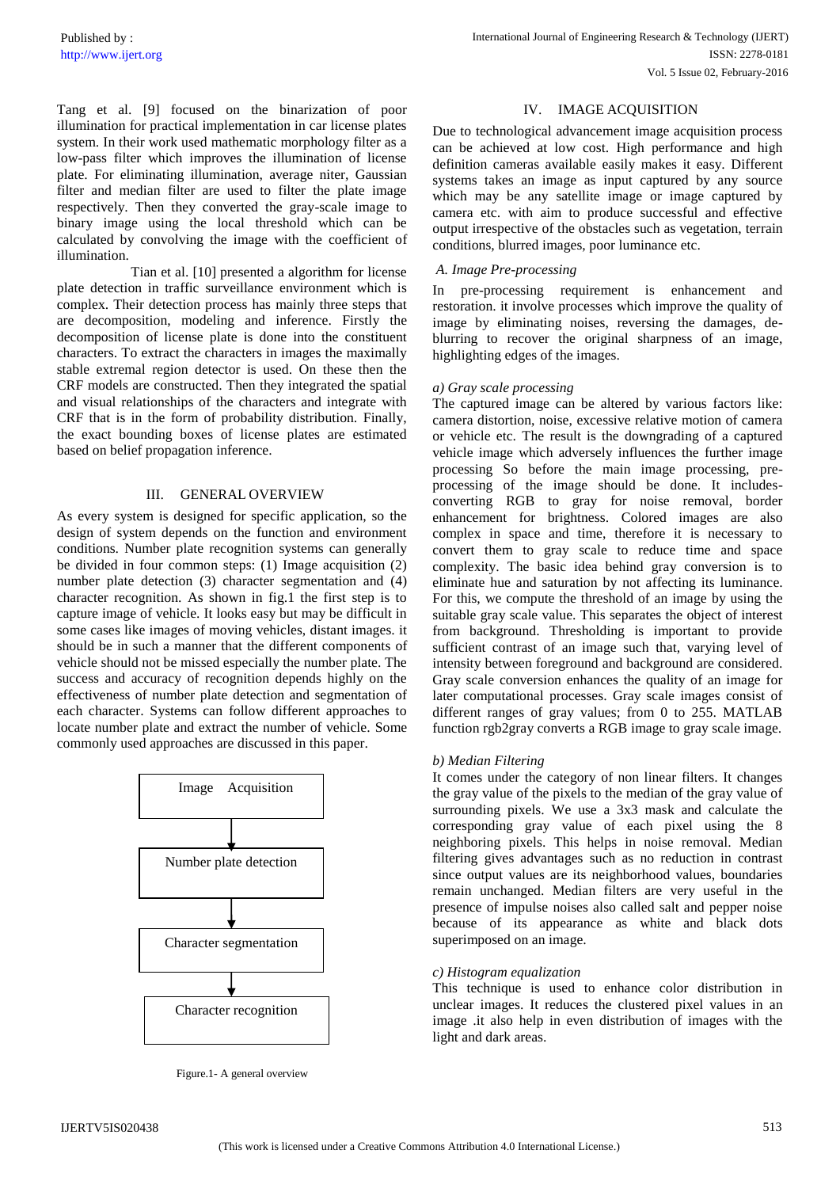Tang et al. [9] focused on the binarization of poor illumination for practical implementation in car license plates system. In their work used mathematic morphology filter as a low-pass filter which improves the illumination of license plate. For eliminating illumination, average niter, Gaussian filter and median filter are used to filter the plate image respectively. Then they converted the gray-scale image to binary image using the local threshold which can be calculated by convolving the image with the coefficient of illumination.

Tian et al. [10] presented a algorithm for license plate detection in traffic surveillance environment which is complex. Their detection process has mainly three steps that are decomposition, modeling and inference. Firstly the decomposition of license plate is done into the constituent characters. To extract the characters in images the maximally stable extremal region detector is used. On these then the CRF models are constructed. Then they integrated the spatial and visual relationships of the characters and integrate with CRF that is in the form of probability distribution. Finally, the exact bounding boxes of license plates are estimated based on belief propagation inference.

## III. GENERAL OVERVIEW

As every system is designed for specific application, so the design of system depends on the function and environment conditions. Number plate recognition systems can generally be divided in four common steps: (1) Image acquisition (2) number plate detection (3) character segmentation and (4) character recognition. As shown in fig.1 the first step is to capture image of vehicle. It looks easy but may be difficult in some cases like images of moving vehicles, distant images. it should be in such a manner that the different components of vehicle should not be missed especially the number plate. The success and accuracy of recognition depends highly on the effectiveness of number plate detection and segmentation of each character. Systems can follow different approaches to locate number plate and extract the number of vehicle. Some commonly used approaches are discussed in this paper.

Image Acquisition
↓
Number plate detection
↓
Character segmentation
↓
Character recognition

Figure.1- A general overview

## IV. IMAGE ACQUISITION

Due to technological advancement image acquisition process can be achieved at low cost. High performance and high definition cameras available easily makes it easy. Different systems takes an image as input captured by any source which may be any satellite image or image captured by camera etc. with aim to produce successful and effective output irrespective of the obstacles such as vegetation, terrain conditions, blurred images, poor luminance etc.

### *A. Image Pre-processing*

In pre-processing requirement is enhancement and restoration. it involve processes which improve the quality of image by eliminating noises, reversing the damages, de-blurring to recover the original sharpness of an image, highlighting edges of the images.

#### *a) Gray scale processing*

The captured image can be altered by various factors like: camera distortion, noise, excessive relative motion of camera or vehicle etc. The result is the downgrading of a captured vehicle image which adversely influences the further image processing So before the main image processing, pre-processing of the image should be done. It includes- converting RGB to gray for noise removal, border enhancement for brightness. Colored images are also complex in space and time, therefore it is necessary to convert them to gray scale to reduce time and space complexity. The basic idea behind gray conversion is to eliminate hue and saturation by not affecting its luminance. For this, we compute the threshold of an image by using the suitable gray scale value. This separates the object of interest from background. Thresholding is important to provide sufficient contrast of an image such that, varying level of intensity between foreground and background are considered. Gray scale conversion enhances the quality of an image for later computational processes. Gray scale images consist of different ranges of gray values; from 0 to 255. MATLAB function rgb2gray converts a RGB image to gray scale image.

#### *b) Median Filtering*

It comes under the category of non linear filters. It changes the gray value of the pixels to the median of the gray value of surrounding pixels. We use a 3x3 mask and calculate the corresponding gray value of each pixel using the 8 neighboring pixels. This helps in noise removal. Median filtering gives advantages such as no reduction in contrast since output values are its neighborhood values, boundaries remain unchanged. Median filters are very useful in the presence of impulse noises also called salt and pepper noise because of its appearance as white and black dots superimposed on an image.

#### *c) Histogram equalization*

This technique is used to enhance color distribution in unclear images. It reduces the clustered pixel values in an image .it also help in even distribution of images with the light and dark areas.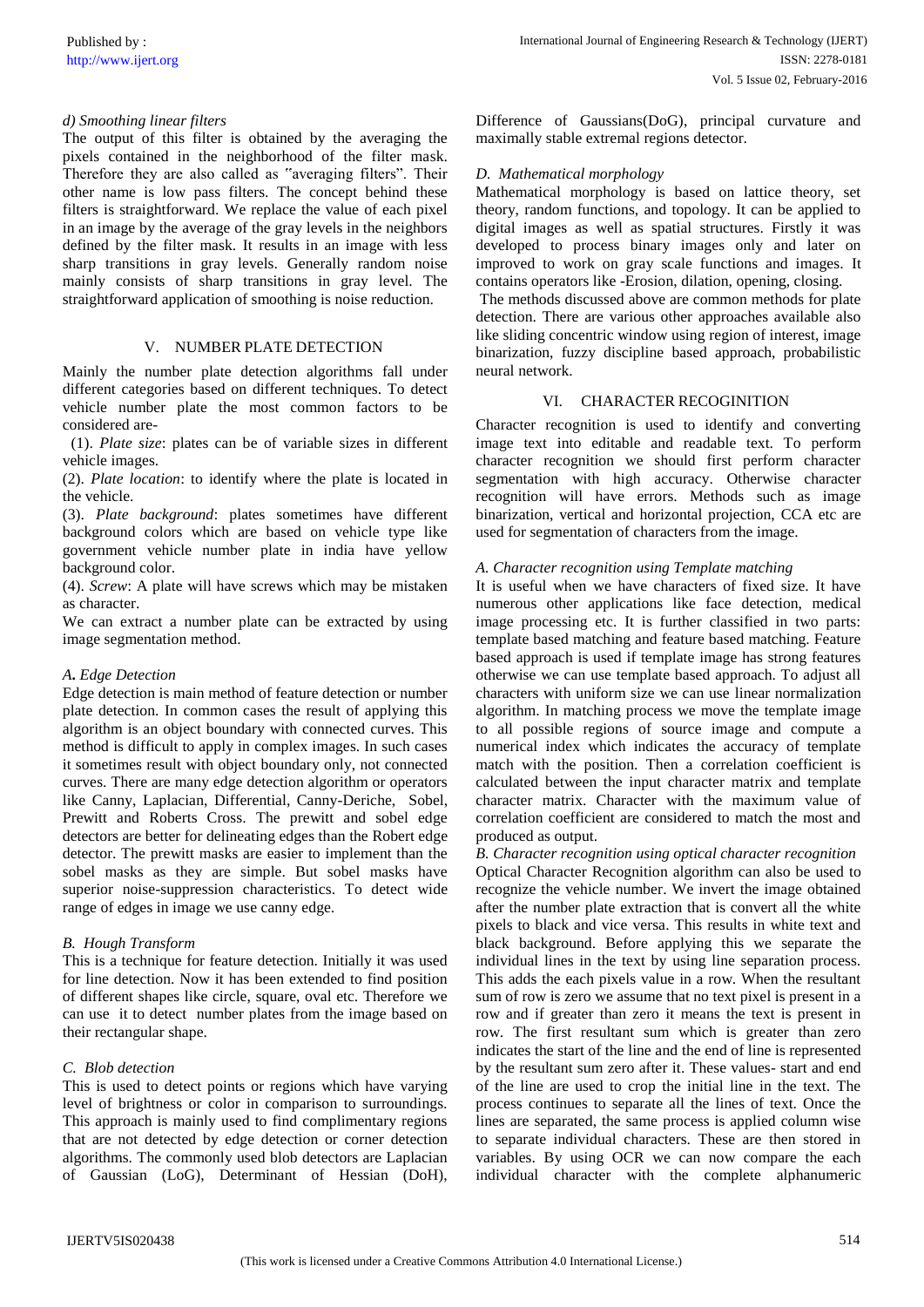#### *d) Smoothing linear filters*

The output of this filter is obtained by the averaging the pixels contained in the neighborhood of the filter mask. Therefore they are also called as "averaging filters". Their other name is low pass filters. The concept behind these filters is straightforward. We replace the value of each pixel in an image by the average of the gray levels in the neighbors defined by the filter mask. It results in an image with less sharp transitions in gray levels. Generally random noise mainly consists of sharp transitions in gray level. The straightforward application of smoothing is noise reduction.

## V. NUMBER PLATE DETECTION

Mainly the number plate detection algorithms fall under different categories based on different techniques. To detect vehicle number plate the most common factors to be considered are-

(1). *Plate size*: plates can be of variable sizes in different vehicle images.

(2). *Plate location*: to identify where the plate is located in the vehicle.

(3). *Plate background*: plates sometimes have different background colors which are based on vehicle type like government vehicle number plate in india have yellow background color.

(4). *Screw*: A plate will have screws which may be mistaken as character.

We can extract a number plate can be extracted by using image segmentation method.

### *A. Edge Detection*

Edge detection is main method of feature detection or number plate detection. In common cases the result of applying this algorithm is an object boundary with connected curves. This method is difficult to apply in complex images. In such cases it sometimes result with object boundary only, not connected curves. There are many edge detection algorithm or operators like Canny, Laplacian, Differential, Canny-Deriche, Sobel, Prewitt and Roberts Cross. The prewitt and sobel edge detectors are better for delineating edges than the Robert edge detector. The prewitt masks are easier to implement than the sobel masks as they are simple. But sobel masks have superior noise-suppression characteristics. To detect wide range of edges in image we use canny edge.

### *B. Hough Transform*

This is a technique for feature detection. Initially it was used for line detection. Now it has been extended to find position of different shapes like circle, square, oval etc. Therefore we can use it to detect number plates from the image based on their rectangular shape.

### *C. Blob detection*

This is used to detect points or regions which have varying level of brightness or color in comparison to surroundings. This approach is mainly used to find complimentary regions that are not detected by edge detection or corner detection algorithms. The commonly used blob detectors are Laplacian of Gaussian (LoG), Determinant of Hessian (DoH), Difference of Gaussians(DoG), principal curvature and maximally stable extremal regions detector.

### *D. Mathematical morphology*

Mathematical morphology is based on lattice theory, set theory, random functions, and topology. It can be applied to digital images as well as spatial structures. Firstly it was developed to process binary images only and later on improved to work on gray scale functions and images. It contains operators like -Erosion, dilation, opening, closing.

The methods discussed above are common methods for plate detection. There are various other approaches available also like sliding concentric window using region of interest, image binarization, fuzzy discipline based approach, probabilistic neural network.

## VI. CHARACTER RECOGINITION

Character recognition is used to identify and converting image text into editable and readable text. To perform character recognition we should first perform character segmentation with high accuracy. Otherwise character recognition will have errors. Methods such as image binarization, vertical and horizontal projection, CCA etc are used for segmentation of characters from the image.

### *A. Character recognition using Template matching*

It is useful when we have characters of fixed size. It have numerous other applications like face detection, medical image processing etc. It is further classified in two parts: template based matching and feature based matching. Feature based approach is used if template image has strong features otherwise we can use template based approach. To adjust all characters with uniform size we can use linear normalization algorithm. In matching process we move the template image to all possible regions of source image and compute a numerical index which indicates the accuracy of template match with the position. Then a correlation coefficient is calculated between the input character matrix and template character matrix. Character with the maximum value of correlation coefficient are considered to match the most and produced as output.

### *B. Character recognition using optical character recognition*

Optical Character Recognition algorithm can also be used to recognize the vehicle number. We invert the image obtained after the number plate extraction that is convert all the white pixels to black and vice versa. This results in white text and black background. Before applying this we separate the individual lines in the text by using line separation process. This adds the each pixels value in a row. When the resultant sum of row is zero we assume that no text pixel is present in a row and if greater than zero it means the text is present in row. The first resultant sum which is greater than zero indicates the start of the line and the end of line is represented by the resultant sum zero after it. These values- start and end of the line are used to crop the initial line in the text. The process continues to separate all the lines of text. Once the lines are separated, the same process is applied column wise to separate individual characters. These are then stored in variables. By using OCR we can now compare the each individual character with the complete alphanumeric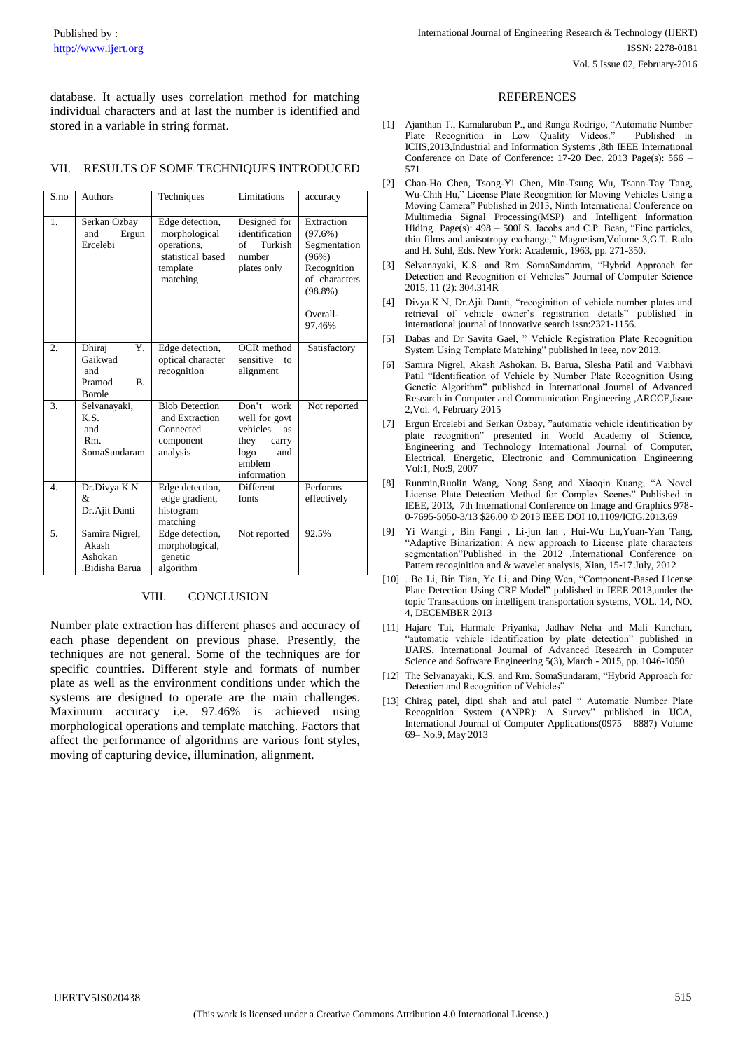database. It actually uses correlation method for matching individual characters and at last the number is identified and stored in a variable in string format.

## VII. RESULTS OF SOME TECHNIQUES INTRODUCED

| S.no | Authors | Techniques | Limitations | accuracy |
|---|---|---|---|---|
| 1. | Serkan Ozbay and Ergun Ercelebi | Edge detection, morphological operations, statistical based template matching | Designed for identification of Turkish number plates only | Extraction (97.6%) Segmentation (96%) Recognition of characters (98.8%) Overall- 97.46% |
| 2. | Dhiraj Y. Gaikwad and Pramod B. Borole | Edge detection, optical character recognition | OCR method sensitive to alignment | Satisfactory |
| 3. | Selvanayaki, K.S. and Rm. SomaSundaram | Blob Detection and Extraction Connected component analysis | Don't work well for govt vehicles as they carry logo and emblem information | Not reported |
| 4. | Dr.Divya.K.N & Dr.Ajit Danti | Edge detection, edge gradient, histogram matching | Different fonts | Performs effectively |
| 5. | Samira Nigrel, Akash Ashokan ,Bidisha Barua | Edge detection, morphological, genetic algorithm | Not reported | 92.5% |

## VIII. CONCLUSION

Number plate extraction has different phases and accuracy of each phase dependent on previous phase. Presently, the techniques are not general. Some of the techniques are for specific countries. Different style and formats of number plate as well as the environment conditions under which the systems are designed to operate are the main challenges. Maximum accuracy i.e. 97.46% is achieved using morphological operations and template matching. Factors that affect the performance of algorithms are various font styles, moving of capturing device, illumination, alignment.

## REFERENCES

[1] Ajanthan T., Kamalaruban P., and Ranga Rodrigo, "Automatic Number Plate Recognition in Low Quality Videos." Published in ICIIS,2013,Industrial and Information Systems ,8th IEEE International Conference on Date of Conference: 17-20 Dec. 2013 Page(s): 566 – 571

[2] Chao-Ho Chen, Tsong-Yi Chen, Min-Tsung Wu, Tsann-Tay Tang, Wu-Chih Hu," License Plate Recognition for Moving Vehicles Using a Moving Camera" Published in 2013, Ninth International Conference on Multimedia Signal Processing(MSP) and Intelligent Information Hiding Page(s): 498 – 500I.S. Jacobs and C.P. Bean, "Fine particles, thin films and anisotropy exchange," Magnetism,Volume 3,G.T. Rado and H. Suhl, Eds. New York: Academic, 1963, pp. 271-350.

[3] Selvanayaki, K.S. and Rm. SomaSundaram, "Hybrid Approach for Detection and Recognition of Vehicles" Journal of Computer Science 2015, 11 (2): 304.314R

[4] Divya.K.N, Dr.Ajit Danti, "recoginition of vehicle number plates and retrieval of vehicle owner's registrarion details" published in international journal of innovative search issn:2321-1156.

[5] Dabas and Dr Savita Gael, " Vehicle Registration Plate Recognition System Using Template Matching" published in ieee, nov 2013.

[6] Samira Nigrel, Akash Ashokan, B. Barua, Slesha Patil and Vaibhavi Patil "Identification of Vehicle by Number Plate Recognition Using Genetic Algorithm" published in International Journal of Advanced Research in Computer and Communication Engineering ,ARCCE,Issue 2,Vol. 4, February 2015

[7] Ergun Ercelebi and Serkan Ozbay, "automatic vehicle identification by plate recognition" presented in World Academy of Science, Engineering and Technology International Journal of Computer, Electrical, Energetic, Electronic and Communication Engineering Vol:1, No:9, 2007

[8] Runmin,Ruolin Wang, Nong Sang and Xiaoqin Kuang, "A Novel License Plate Detection Method for Complex Scenes" Published in IEEE, 2013, 7th International Conference on Image and Graphics 978-0-7695-5050-3/13 $26.00 © 2013 IEEE DOI 10.1109/ICIG.2013.69

[9] Yi Wangi , Bin Fangi , Li-jun lan , Hui-Wu Lu,Yuan-Yan Tang, "Adaptive Binarization: A new approach to License plate characters segmentation"Published in the 2012 ,International Conference on Pattern recoginition and & wavelet analysis, Xian, 15-17 July, 2012

[10] . Bo Li, Bin Tian, Ye Li, and Ding Wen, "Component-Based License Plate Detection Using CRF Model" published in IEEE 2013,under the topic Transactions on intelligent transportation systems, VOL. 14, NO. 4, DECEMBER 2013

[11] Hajare Tai, Harmale Priyanka, Jadhav Neha and Mali Kanchan, "automatic vehicle identification by plate detection" published in IJARS, International Journal of Advanced Research in Computer Science and Software Engineering 5(3), March - 2015, pp. 1046-1050

[12] The Selvanayaki, K.S. and Rm. SomaSundaram, "Hybrid Approach for Detection and Recognition of Vehicles"

[13] Chirag patel, dipti shah and atul patel " Automatic Number Plate Recognition System (ANPR): A Survey" published in IJCA, International Journal of Computer Applications(0975 – 8887) Volume 69– No.9, May 2013